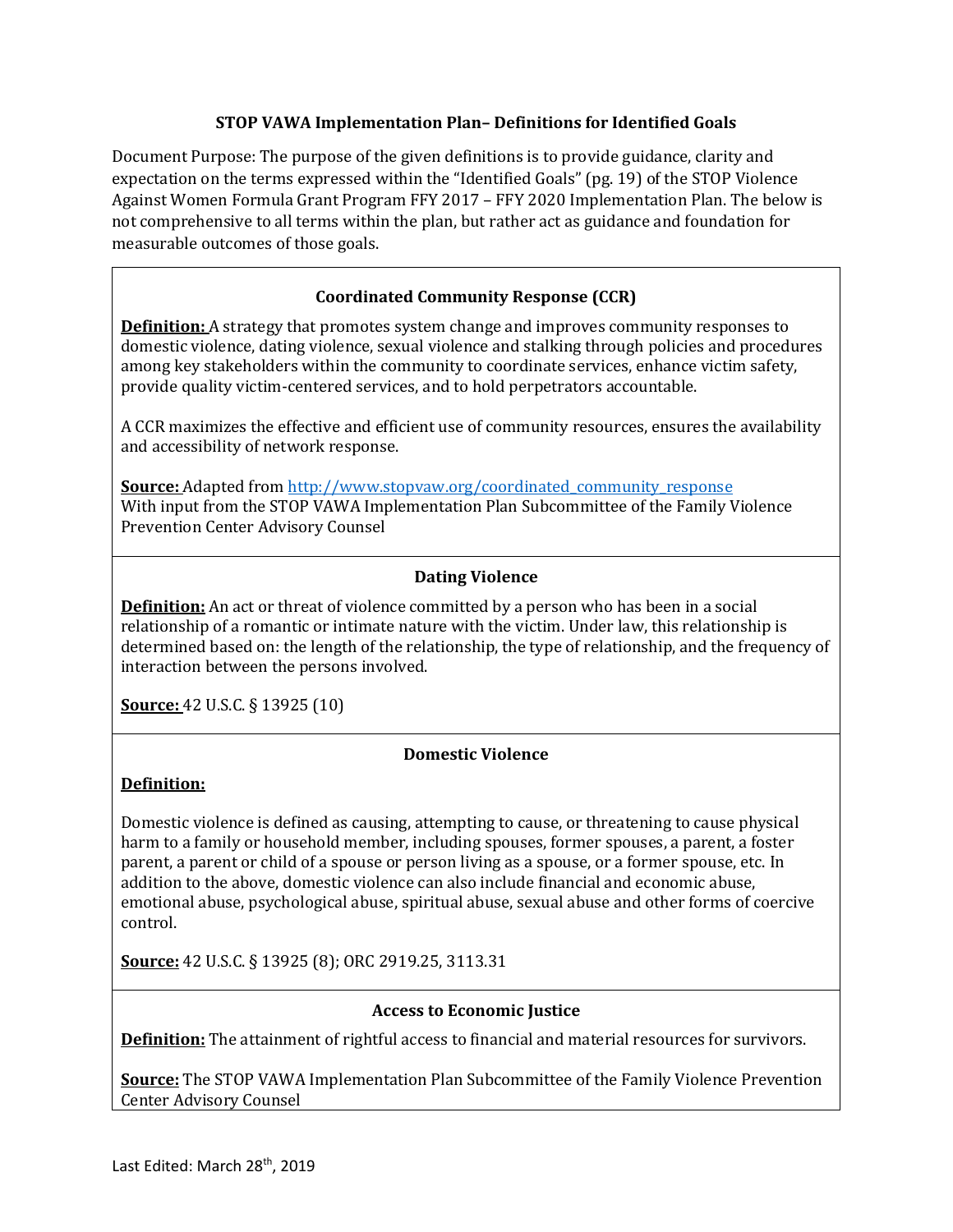# STOP VAWA Implementation Plan– Definitions for Identified Goals

Document Purpose: The purpose of the given definitions is to provide guidance, clarity and expectation on the terms expressed within the "Identified Goals" (pg. 19) of the STOP Violence Against Women Formula Grant Program FFY 2017 – FFY 2020 Implementation Plan. The below is not comprehensive to all terms within the plan, but rather act as guidance and foundation for measurable outcomes of those goals.

## Coordinated Community Response (CCR)

**Definition:** A strategy that promotes system change and improves community responses to domestic violence, dating violence, sexual violence and stalking through policies and procedures among key stakeholders within the community to coordinate services, enhance victim safety, provide quality victim-centered services, and to hold perpetrators accountable.

A CCR maximizes the effective and efficient use of community resources, ensures the availability and accessibility of network response.

**Source:** Adapted from http://www.stopvaw.org/coordinated_community_response
With input from the STOP VAWA Implementation Plan Subcommittee of the Family Violence Prevention Center Advisory Counsel

## Dating Violence

**Definition:** An act or threat of violence committed by a person who has been in a social relationship of a romantic or intimate nature with the victim. Under law, this relationship is determined based on: the length of the relationship, the type of relationship, and the frequency of interaction between the persons involved.

**Source:** 42 U.S.C. § 13925 (10)

## Domestic Violence

**Definition:**

Domestic violence is defined as causing, attempting to cause, or threatening to cause physical harm to a family or household member, including spouses, former spouses, a parent, a foster parent, a parent or child of a spouse or person living as a spouse, or a former spouse, etc. In addition to the above, domestic violence can also include financial and economic abuse, emotional abuse, psychological abuse, spiritual abuse, sexual abuse and other forms of coercive control.

**Source:** 42 U.S.C. § 13925 (8); ORC 2919.25, 3113.31

## Access to Economic Justice

**Definition:** The attainment of rightful access to financial and material resources for survivors.

**Source:** The STOP VAWA Implementation Plan Subcommittee of the Family Violence Prevention Center Advisory Counsel

Last Edited: March 28th, 2019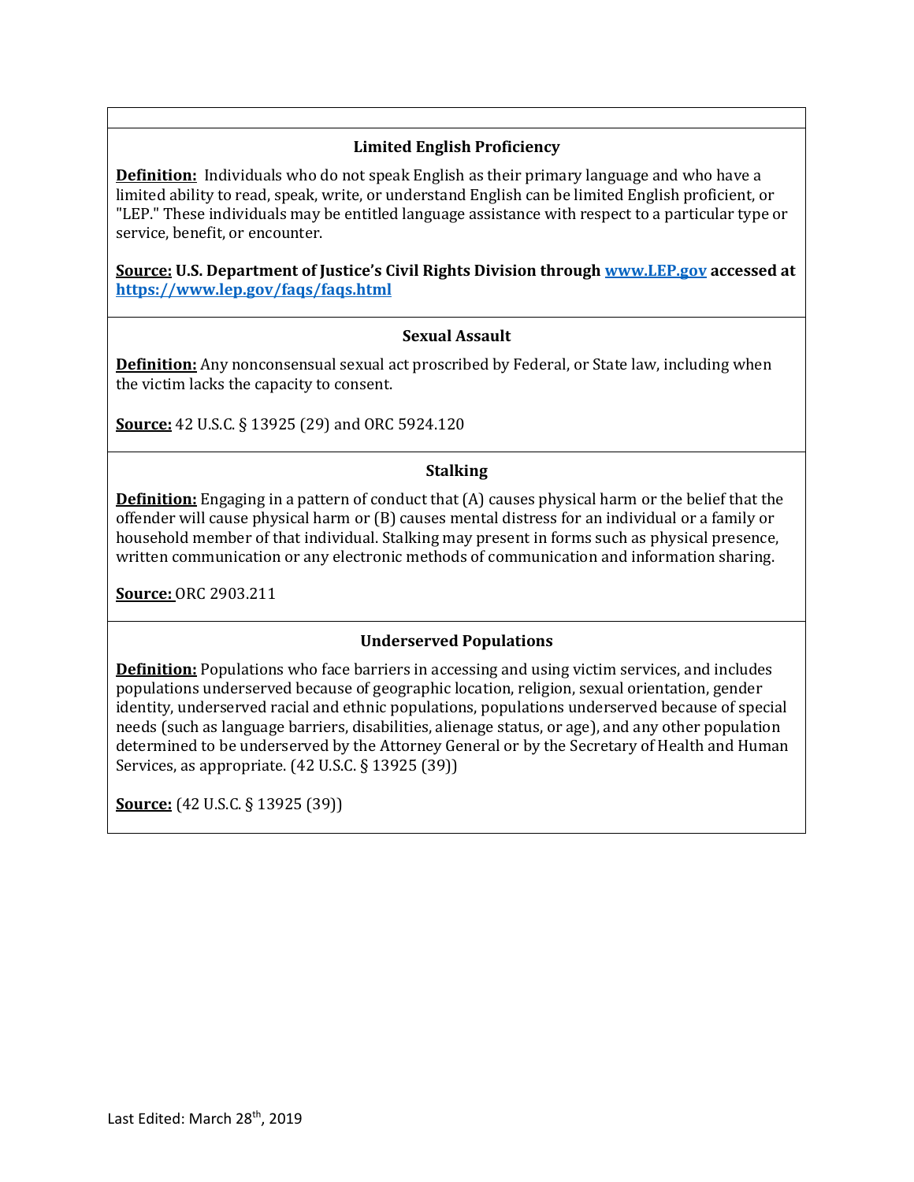### Limited English Proficiency

**Definition:** Individuals who do not speak English as their primary language and who have a limited ability to read, speak, write, or understand English can be limited English proficient, or "LEP." These individuals may be entitled language assistance with respect to a particular type or service, benefit, or encounter.

**Source: U.S. Department of Justice's Civil Rights Division through [www.LEP.gov](http://www.LEP.gov) accessed at [https://www.lep.gov/faqs/faqs.html](https://www.lep.gov/faqs/faqs.html)**

### Sexual Assault

**Definition:** Any nonconsensual sexual act proscribed by Federal, or State law, including when the victim lacks the capacity to consent.

**Source:** 42 U.S.C. § 13925 (29) and ORC 5924.120

### Stalking

**Definition:** Engaging in a pattern of conduct that (A) causes physical harm or the belief that the offender will cause physical harm or (B) causes mental distress for an individual or a family or household member of that individual. Stalking may present in forms such as physical presence, written communication or any electronic methods of communication and information sharing.

**Source:** ORC 2903.211

### Underserved Populations

**Definition:** Populations who face barriers in accessing and using victim services, and includes populations underserved because of geographic location, religion, sexual orientation, gender identity, underserved racial and ethnic populations, populations underserved because of special needs (such as language barriers, disabilities, alienage status, or age), and any other population determined to be underserved by the Attorney General or by the Secretary of Health and Human Services, as appropriate. (42 U.S.C. § 13925 (39))

**Source:** (42 U.S.C. § 13925 (39))

Last Edited: March 28th, 2019